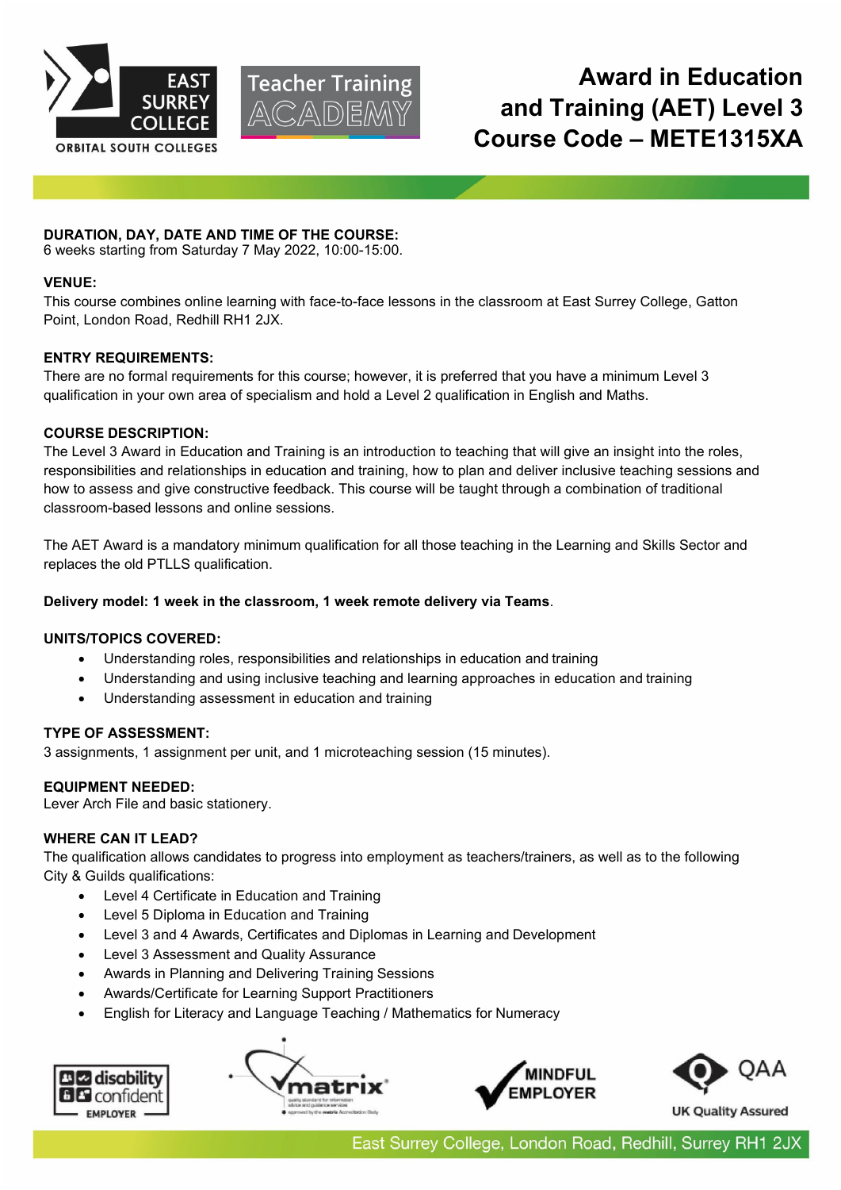# Award in Education and Training (AET) Level 3
# Course Code – METE1315XA

**DURATION, DAY, DATE AND TIME OF THE COURSE:**
6 weeks starting from Saturday 7 May 2022, 10:00-15:00.

**VENUE:**
This course combines online learning with face-to-face lessons in the classroom at East Surrey College, Gatton Point, London Road, Redhill RH1 2JX.

**ENTRY REQUIREMENTS:**
There are no formal requirements for this course; however, it is preferred that you have a minimum Level 3 qualification in your own area of specialism and hold a Level 2 qualification in English and Maths.

**COURSE DESCRIPTION:**
The Level 3 Award in Education and Training is an introduction to teaching that will give an insight into the roles, responsibilities and relationships in education and training, how to plan and deliver inclusive teaching sessions and how to assess and give constructive feedback. This course will be taught through a combination of traditional classroom-based lessons and online sessions.

The AET Award is a mandatory minimum qualification for all those teaching in the Learning and Skills Sector and replaces the old PTLLS qualification.

**Delivery model: 1 week in the classroom, 1 week remote delivery via Teams**.

**UNITS/TOPICS COVERED:**

- Understanding roles, responsibilities and relationships in education and training
- Understanding and using inclusive teaching and learning approaches in education and training
- Understanding assessment in education and training

**TYPE OF ASSESSMENT:**
3 assignments, 1 assignment per unit, and 1 microteaching session (15 minutes).

**EQUIPMENT NEEDED:**
Lever Arch File and basic stationery.

**WHERE CAN IT LEAD?**
The qualification allows candidates to progress into employment as teachers/trainers, as well as to the following City & Guilds qualifications:

- Level 4 Certificate in Education and Training
- Level 5 Diploma in Education and Training
- Level 3 and 4 Awards, Certificates and Diplomas in Learning and Development
- Level 3 Assessment and Quality Assurance
- Awards in Planning and Delivering Training Sessions
- Awards/Certificate for Learning Support Practitioners
- English for Literacy and Language Teaching / Mathematics for Numeracy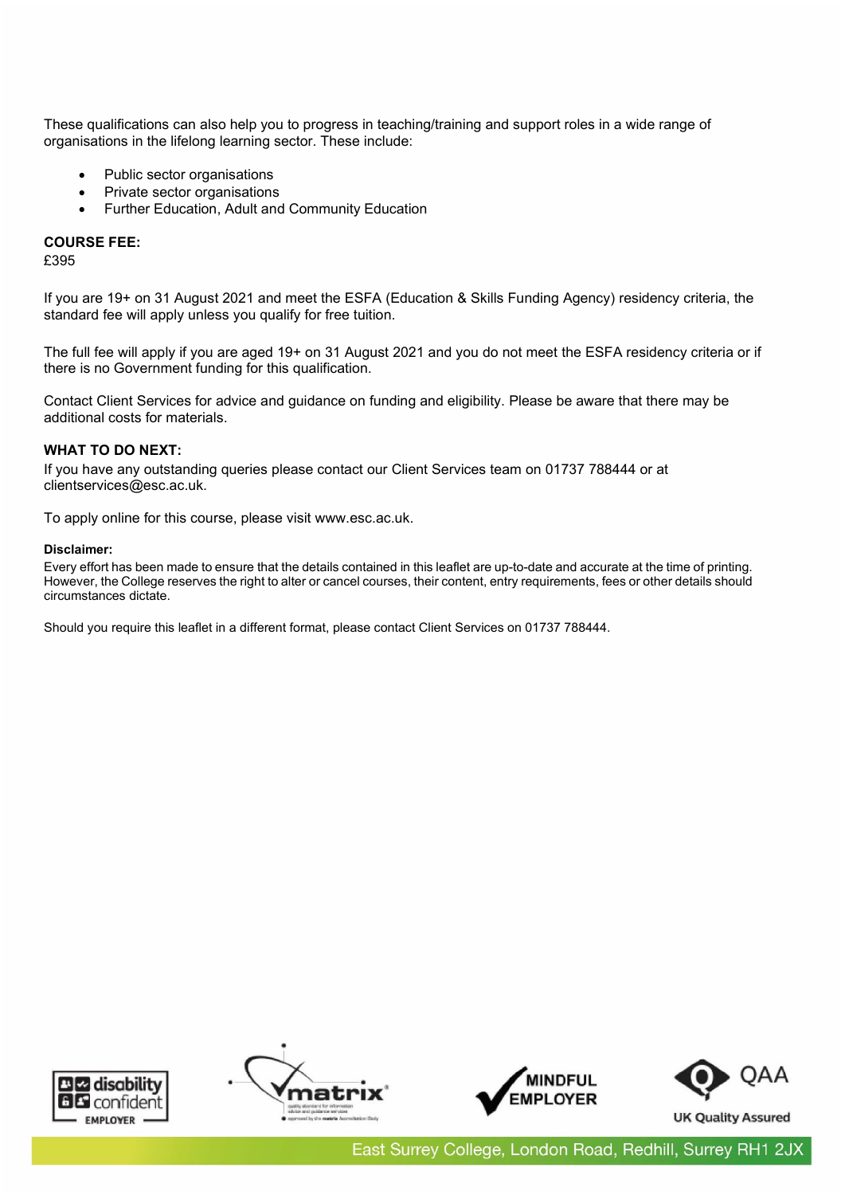These qualifications can also help you to progress in teaching/training and support roles in a wide range of organisations in the lifelong learning sector. These include:

- Public sector organisations
- Private sector organisations
- Further Education, Adult and Community Education

**COURSE FEE:**
£395

If you are 19+ on 31 August 2021 and meet the ESFA (Education & Skills Funding Agency) residency criteria, the standard fee will apply unless you qualify for free tuition.

The full fee will apply if you are aged 19+ on 31 August 2021 and you do not meet the ESFA residency criteria or if there is no Government funding for this qualification.

Contact Client Services for advice and guidance on funding and eligibility. Please be aware that there may be additional costs for materials.

**WHAT TO DO NEXT:**
If you have any outstanding queries please contact our Client Services team on 01737 788444 or at clientservices@esc.ac.uk.

To apply online for this course, please visit www.esc.ac.uk.

**Disclaimer:**
Every effort has been made to ensure that the details contained in this leaflet are up-to-date and accurate at the time of printing. However, the College reserves the right to alter or cancel courses, their content, entry requirements, fees or other details should circumstances dictate.

Should you require this leaflet in a different format, please contact Client Services on 01737 788444.

East Surrey College, London Road, Redhill, Surrey RH1 2JX